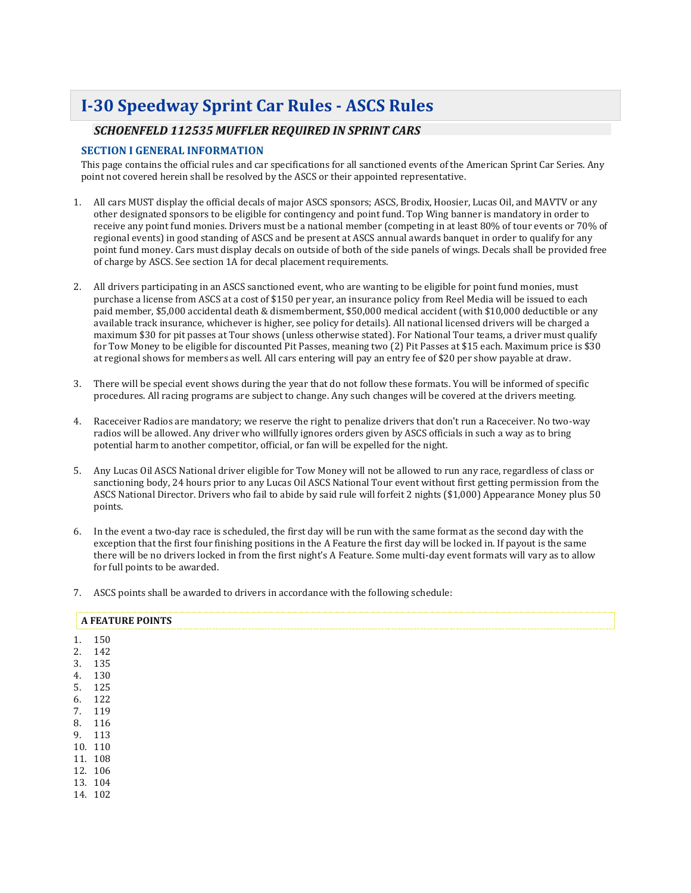# I-30 Speedway Sprint Car Rules - ASCS Rules

***SCHOENFELD 112535 MUFFLER REQUIRED IN SPRINT CARS***

## SECTION I GENERAL INFORMATION

This page contains the official rules and car specifications for all sanctioned events of the American Sprint Car Series. Any point not covered herein shall be resolved by the ASCS or their appointed representative.

1. All cars MUST display the official decals of major ASCS sponsors; ASCS, Brodix, Hoosier, Lucas Oil, and MAVTV or any other designated sponsors to be eligible for contingency and point fund. Top Wing banner is mandatory in order to receive any point fund monies. Drivers must be a national member (competing in at least 80% of tour events or 70% of regional events) in good standing of ASCS and be present at ASCS annual awards banquet in order to qualify for any point fund money. Cars must display decals on outside of both of the side panels of wings. Decals shall be provided free of charge by ASCS. See section 1A for decal placement requirements.

2. All drivers participating in an ASCS sanctioned event, who are wanting to be eligible for point fund monies, must purchase a license from ASCS at a cost of $150 per year, an insurance policy from Reel Media will be issued to each paid member, $5,000 accidental death & dismemberment, $50,000 medical accident (with $10,000 deductible or any available track insurance, whichever is higher, see policy for details). All national licensed drivers will be charged a maximum $30 for pit passes at Tour shows (unless otherwise stated). For National Tour teams, a driver must qualify for Tow Money to be eligible for discounted Pit Passes, meaning two (2) Pit Passes at $15 each. Maximum price is $30 at regional shows for members as well. All cars entering will pay an entry fee of $20 per show payable at draw.

3. There will be special event shows during the year that do not follow these formats. You will be informed of specific procedures. All racing programs are subject to change. Any such changes will be covered at the drivers meeting.

4. Raceceiver Radios are mandatory; we reserve the right to penalize drivers that don't run a Raceceiver. No two-way radios will be allowed. Any driver who willfully ignores orders given by ASCS officials in such a way as to bring potential harm to another competitor, official, or fan will be expelled for the night.

5. Any Lucas Oil ASCS National driver eligible for Tow Money will not be allowed to run any race, regardless of class or sanctioning body, 24 hours prior to any Lucas Oil ASCS National Tour event without first getting permission from the ASCS National Director. Drivers who fail to abide by said rule will forfeit 2 nights ($1,000) Appearance Money plus 50 points.

6. In the event a two-day race is scheduled, the first day will be run with the same format as the second day with the exception that the first four finishing positions in the A Feature the first day will be locked in. If payout is the same there will be no drivers locked in from the first night's A Feature. Some multi-day event formats will vary as to allow for full points to be awarded.

7. ASCS points shall be awarded to drivers in accordance with the following schedule:

**A FEATURE POINTS**

1. 150
2. 142
3. 135
4. 130
5. 125
6. 122
7. 119
8. 116
9. 113
10. 110
11. 108
12. 106
13. 104
14. 102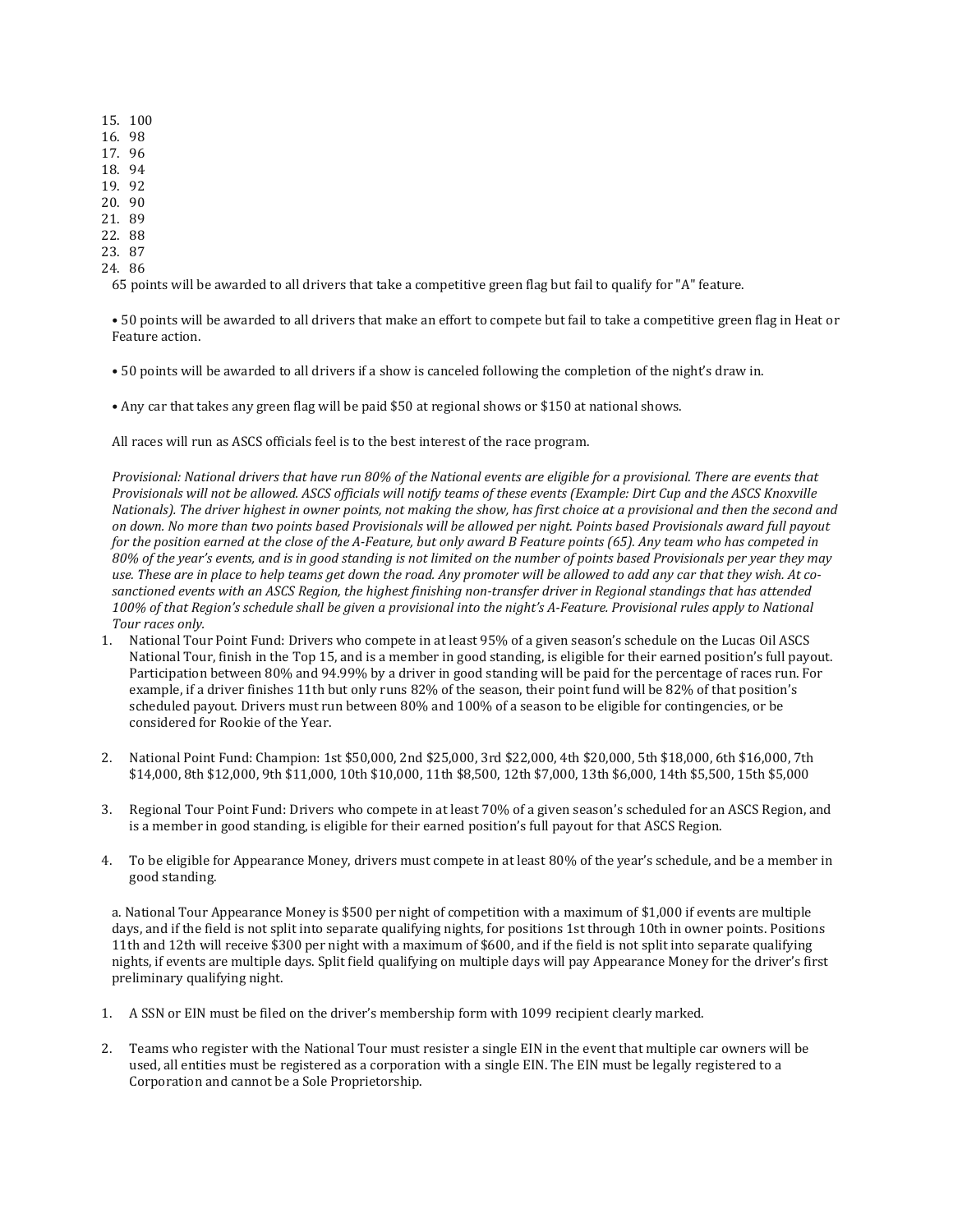15. 100
16. 98
17. 96
18. 94
19. 92
20. 90
21. 89
22. 88
23. 87
24. 86

65 points will be awarded to all drivers that take a competitive green flag but fail to qualify for "A" feature.

• 50 points will be awarded to all drivers that make an effort to compete but fail to take a competitive green flag in Heat or Feature action.

• 50 points will be awarded to all drivers if a show is canceled following the completion of the night's draw in.

• Any car that takes any green flag will be paid $50 at regional shows or $150 at national shows.

All races will run as ASCS officials feel is to the best interest of the race program.

*Provisional: National drivers that have run 80% of the National events are eligible for a provisional. There are events that Provisionals will not be allowed. ASCS officials will notify teams of these events (Example: Dirt Cup and the ASCS Knoxville Nationals). The driver highest in owner points, not making the show, has first choice at a provisional and then the second and on down. No more than two points based Provisionals will be allowed per night. Points based Provisionals award full payout for the position earned at the close of the A-Feature, but only award B Feature points (65). Any team who has competed in 80% of the year's events, and is in good standing is not limited on the number of points based Provisionals per year they may use. These are in place to help teams get down the road. Any promoter will be allowed to add any car that they wish. At co-sanctioned events with an ASCS Region, the highest finishing non-transfer driver in Regional standings that has attended 100% of that Region's schedule shall be given a provisional into the night's A-Feature. Provisional rules apply to National Tour races only.*

1. National Tour Point Fund: Drivers who compete in at least 95% of a given season's schedule on the Lucas Oil ASCS National Tour, finish in the Top 15, and is a member in good standing, is eligible for their earned position's full payout. Participation between 80% and 94.99% by a driver in good standing will be paid for the percentage of races run. For example, if a driver finishes 11th but only runs 82% of the season, their point fund will be 82% of that position's scheduled payout. Drivers must run between 80% and 100% of a season to be eligible for contingencies, or be considered for Rookie of the Year.

2. National Point Fund: Champion: 1st $50,000, 2nd $25,000, 3rd $22,000, 4th $20,000, 5th $18,000, 6th $16,000, 7th $14,000, 8th $12,000, 9th $11,000, 10th $10,000, 11th $8,500, 12th $7,000, 13th $6,000, 14th $5,500, 15th $5,000

3. Regional Tour Point Fund: Drivers who compete in at least 70% of a given season's scheduled for an ASCS Region, and is a member in good standing, is eligible for their earned position's full payout for that ASCS Region.

4. To be eligible for Appearance Money, drivers must compete in at least 80% of the year's schedule, and be a member in good standing.

   a. National Tour Appearance Money is $500 per night of competition with a maximum of $1,000 if events are multiple days, and if the field is not split into separate qualifying nights, for positions 1st through 10th in owner points. Positions 11th and 12th will receive $300 per night with a maximum of $600, and if the field is not split into separate qualifying nights, if events are multiple days. Split field qualifying on multiple days will pay Appearance Money for the driver's first preliminary qualifying night.

1. A SSN or EIN must be filed on the driver's membership form with 1099 recipient clearly marked.

2. Teams who register with the National Tour must resister a single EIN in the event that multiple car owners will be used, all entities must be registered as a corporation with a single EIN. The EIN must be legally registered to a Corporation and cannot be a Sole Proprietorship.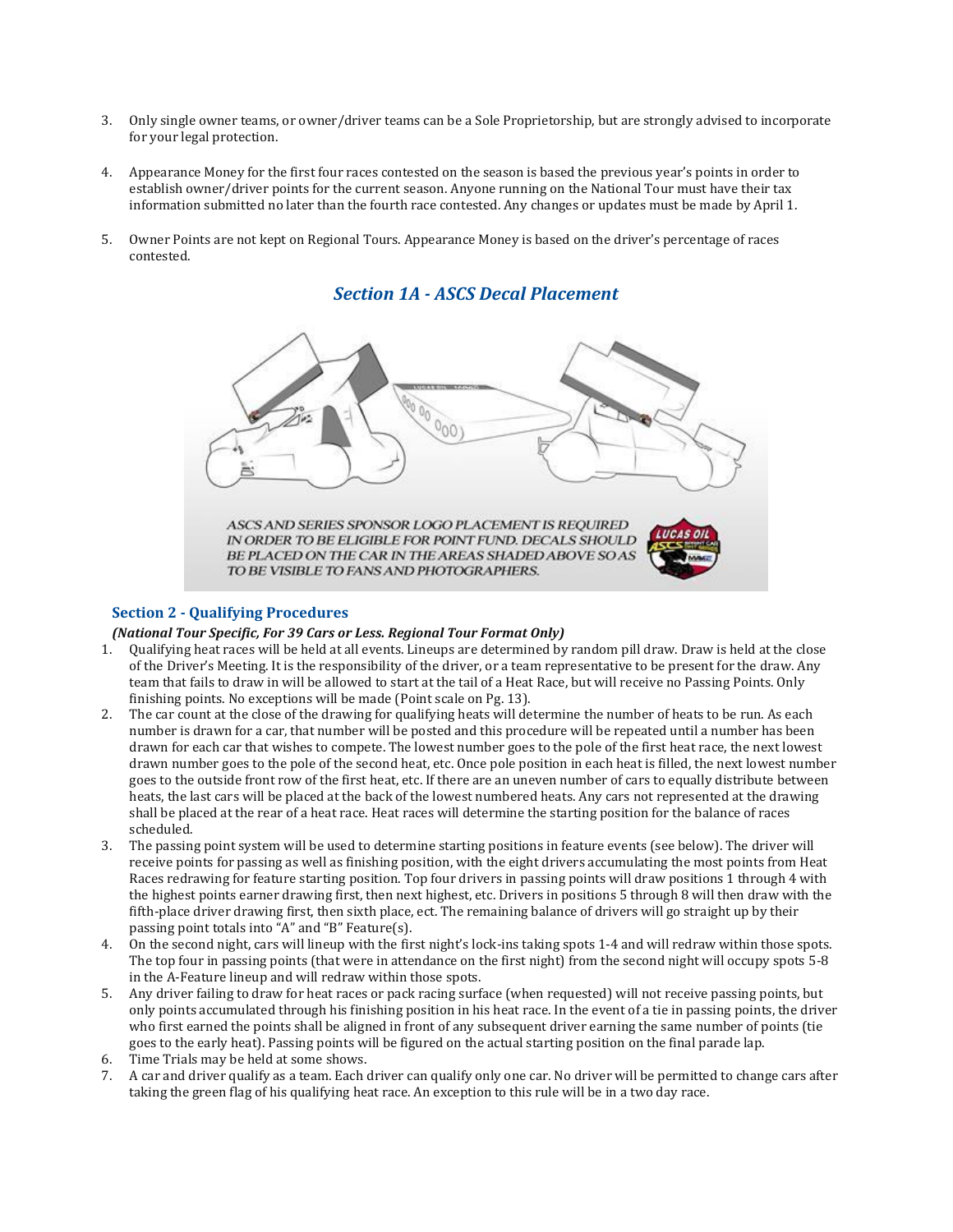3. Only single owner teams, or owner/driver teams can be a Sole Proprietorship, but are strongly advised to incorporate for your legal protection.

4. Appearance Money for the first four races contested on the season is based the previous year's points in order to establish owner/driver points for the current season. Anyone running on the National Tour must have their tax information submitted no later than the fourth race contested. Any changes or updates must be made by April 1.

5. Owner Points are not kept on Regional Tours. Appearance Money is based on the driver's percentage of races contested.

## *Section 1A - ASCS Decal Placement*

*ASCS AND SERIES SPONSOR LOGO PLACEMENT IS REQUIRED IN ORDER TO BE ELIGIBLE FOR POINT FUND. DECALS SHOULD BE PLACED ON THE CAR IN THE AREAS SHADED ABOVE SO AS TO BE VISIBLE TO FANS AND PHOTOGRAPHERS.*

## Section 2 - Qualifying Procedures

***(National Tour Specific, For 39 Cars or Less. Regional Tour Format Only)***

1. Qualifying heat races will be held at all events. Lineups are determined by random pill draw. Draw is held at the close of the Driver's Meeting. It is the responsibility of the driver, or a team representative to be present for the draw. Any team that fails to draw in will be allowed to start at the tail of a Heat Race, but will receive no Passing Points. Only finishing points. No exceptions will be made (Point scale on Pg. 13).
2. The car count at the close of the drawing for qualifying heats will determine the number of heats to be run. As each number is drawn for a car, that number will be posted and this procedure will be repeated until a number has been drawn for each car that wishes to compete. The lowest number goes to the pole of the first heat race, the next lowest drawn number goes to the pole of the second heat, etc. Once pole position in each heat is filled, the next lowest number goes to the outside front row of the first heat, etc. If there are an uneven number of cars to equally distribute between heats, the last cars will be placed at the back of the lowest numbered heats. Any cars not represented at the drawing shall be placed at the rear of a heat race. Heat races will determine the starting position for the balance of races scheduled.
3. The passing point system will be used to determine starting positions in feature events (see below). The driver will receive points for passing as well as finishing position, with the eight drivers accumulating the most points from Heat Races redrawing for feature starting position. Top four drivers in passing points will draw positions 1 through 4 with the highest points earner drawing first, then next highest, etc. Drivers in positions 5 through 8 will then draw with the fifth-place driver drawing first, then sixth place, ect. The remaining balance of drivers will go straight up by their passing point totals into "A" and "B" Feature(s).
4. On the second night, cars will lineup with the first night's lock-ins taking spots 1-4 and will redraw within those spots. The top four in passing points (that were in attendance on the first night) from the second night will occupy spots 5-8 in the A-Feature lineup and will redraw within those spots.
5. Any driver failing to draw for heat races or pack racing surface (when requested) will not receive passing points, but only points accumulated through his finishing position in his heat race. In the event of a tie in passing points, the driver who first earned the points shall be aligned in front of any subsequent driver earning the same number of points (tie goes to the early heat). Passing points will be figured on the actual starting position on the final parade lap.
6. Time Trials may be held at some shows.
7. A car and driver qualify as a team. Each driver can qualify only one car. No driver will be permitted to change cars after taking the green flag of his qualifying heat race. An exception to this rule will be in a two day race.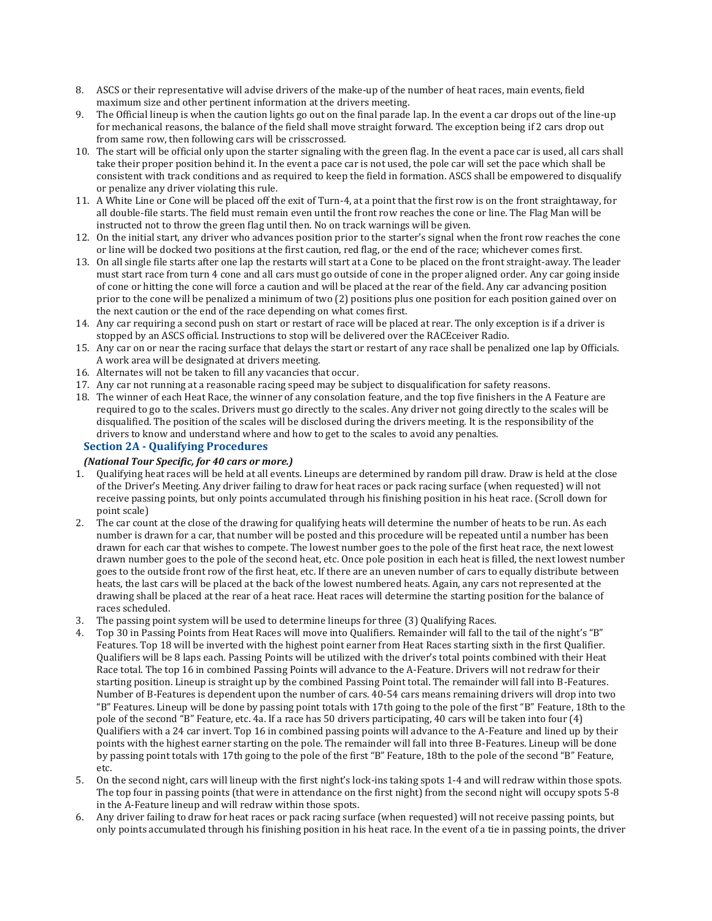8. ASCS or their representative will advise drivers of the make-up of the number of heat races, main events, field maximum size and other pertinent information at the drivers meeting.
9. The Official lineup is when the caution lights go out on the final parade lap. In the event a car drops out of the line-up for mechanical reasons, the balance of the field shall move straight forward. The exception being if 2 cars drop out from same row, then following cars will be crisscrossed.
10. The start will be official only upon the starter signaling with the green flag. In the event a pace car is used, all cars shall take their proper position behind it. In the event a pace car is not used, the pole car will set the pace which shall be consistent with track conditions and as required to keep the field in formation. ASCS shall be empowered to disqualify or penalize any driver violating this rule.
11. A White Line or Cone will be placed off the exit of Turn-4, at a point that the first row is on the front straightaway, for all double-file starts. The field must remain even until the front row reaches the cone or line. The Flag Man will be instructed not to throw the green flag until then. No on track warnings will be given.
12. On the initial start, any driver who advances position prior to the starter's signal when the front row reaches the cone or line will be docked two positions at the first caution, red flag, or the end of the race; whichever comes first.
13. On all single file starts after one lap the restarts will start at a Cone to be placed on the front straight-away. The leader must start race from turn 4 cone and all cars must go outside of cone in the proper aligned order. Any car going inside of cone or hitting the cone will force a caution and will be placed at the rear of the field. Any car advancing position prior to the cone will be penalized a minimum of two (2) positions plus one position for each position gained over on the next caution or the end of the race depending on what comes first.
14. Any car requiring a second push on start or restart of race will be placed at rear. The only exception is if a driver is stopped by an ASCS official. Instructions to stop will be delivered over the RACEceiver Radio.
15. Any car on or near the racing surface that delays the start or restart of any race shall be penalized one lap by Officials. A work area will be designated at drivers meeting.
16. Alternates will not be taken to fill any vacancies that occur.
17. Any car not running at a reasonable racing speed may be subject to disqualification for safety reasons.
18. The winner of each Heat Race, the winner of any consolation feature, and the top five finishers in the A Feature are required to go to the scales. Drivers must go directly to the scales. Any driver not going directly to the scales will be disqualified. The position of the scales will be disclosed during the drivers meeting. It is the responsibility of the drivers to know and understand where and how to get to the scales to avoid any penalties.

## Section 2A - Qualifying Procedures

***(National Tour Specific, for 40 cars or more.)***

1. Qualifying heat races will be held at all events. Lineups are determined by random pill draw. Draw is held at the close of the Driver's Meeting. Any driver failing to draw for heat races or pack racing surface (when requested) will not receive passing points, but only points accumulated through his finishing position in his heat race. (Scroll down for point scale)
2. The car count at the close of the drawing for qualifying heats will determine the number of heats to be run. As each number is drawn for a car, that number will be posted and this procedure will be repeated until a number has been drawn for each car that wishes to compete. The lowest number goes to the pole of the first heat race, the next lowest drawn number goes to the pole of the second heat, etc. Once pole position in each heat is filled, the next lowest number goes to the outside front row of the first heat, etc. If there are an uneven number of cars to equally distribute between heats, the last cars will be placed at the back of the lowest numbered heats. Again, any cars not represented at the drawing shall be placed at the rear of a heat race. Heat races will determine the starting position for the balance of races scheduled.
3. The passing point system will be used to determine lineups for three (3) Qualifying Races.
4. Top 30 in Passing Points from Heat Races will move into Qualifiers. Remainder will fall to the tail of the night's "B" Features. Top 18 will be inverted with the highest point earner from Heat Races starting sixth in the first Qualifier. Qualifiers will be 8 laps each. Passing Points will be utilized with the driver's total points combined with their Heat Race total. The top 16 in combined Passing Points will advance to the A-Feature. Drivers will not redraw for their starting position. Lineup is straight up by the combined Passing Point total. The remainder will fall into B-Features. Number of B-Features is dependent upon the number of cars. 40-54 cars means remaining drivers will drop into two "B" Features. Lineup will be done by passing point totals with 17th going to the pole of the first "B" Feature, 18th to the pole of the second "B" Feature, etc. 4a. If a race has 50 drivers participating, 40 cars will be taken into four (4) Qualifiers with a 24 car invert. Top 16 in combined passing points will advance to the A-Feature and lined up by their points with the highest earner starting on the pole. The remainder will fall into three B-Features. Lineup will be done by passing point totals with 17th going to the pole of the first "B" Feature, 18th to the pole of the second "B" Feature, etc.
5. On the second night, cars will lineup with the first night's lock-ins taking spots 1-4 and will redraw within those spots. The top four in passing points (that were in attendance on the first night) from the second night will occupy spots 5-8 in the A-Feature lineup and will redraw within those spots.
6. Any driver failing to draw for heat races or pack racing surface (when requested) will not receive passing points, but only points accumulated through his finishing position in his heat race. In the event of a tie in passing points, the driver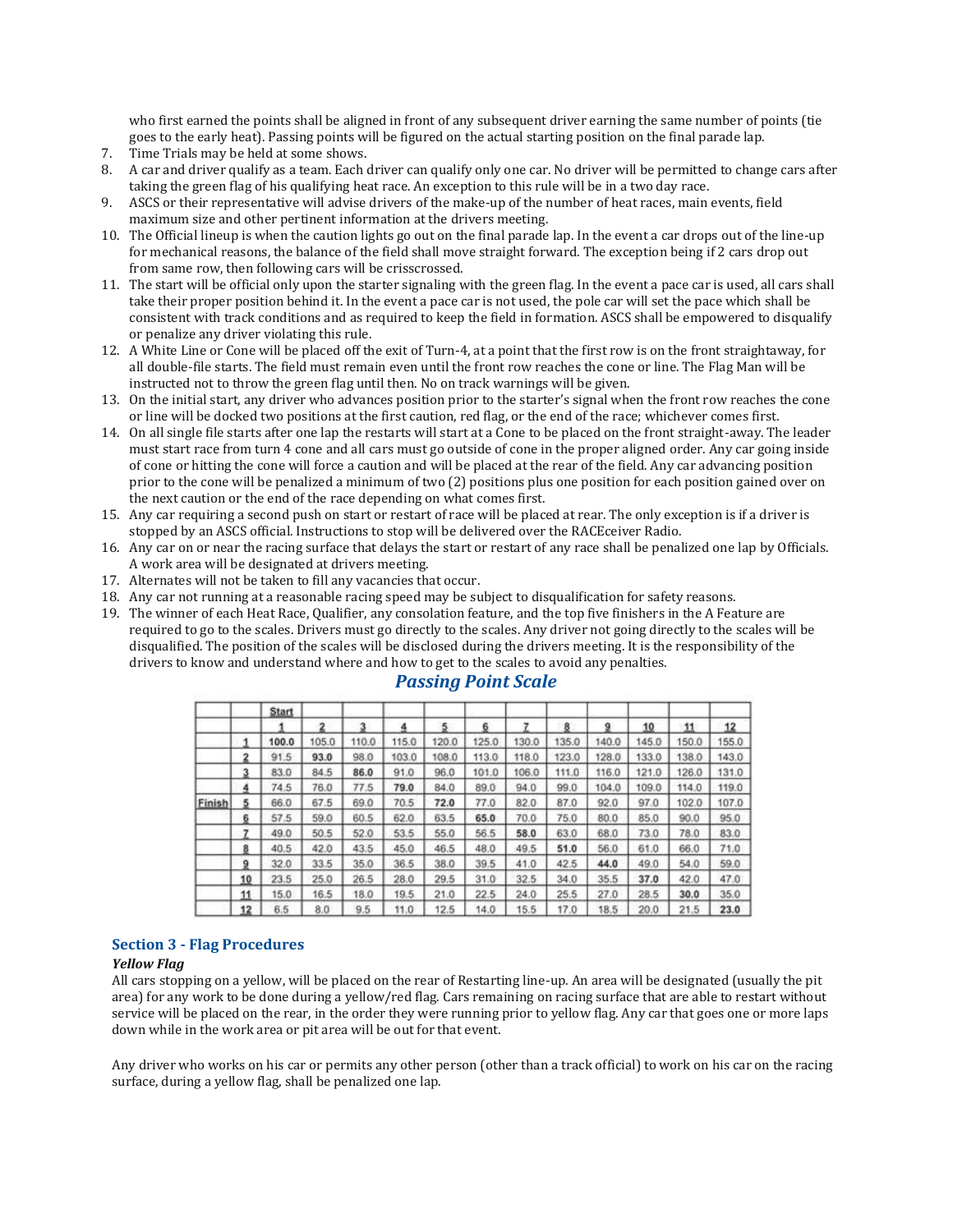who first earned the points shall be aligned in front of any subsequent driver earning the same number of points (tie goes to the early heat). Passing points will be figured on the actual starting position on the final parade lap.

7. Time Trials may be held at some shows.
8. A car and driver qualify as a team. Each driver can qualify only one car. No driver will be permitted to change cars after taking the green flag of his qualifying heat race. An exception to this rule will be in a two day race.
9. ASCS or their representative will advise drivers of the make-up of the number of heat races, main events, field maximum size and other pertinent information at the drivers meeting.
10. The Official lineup is when the caution lights go out on the final parade lap. In the event a car drops out of the line-up for mechanical reasons, the balance of the field shall move straight forward. The exception being if 2 cars drop out from same row, then following cars will be crisscrossed.
11. The start will be official only upon the starter signaling with the green flag. In the event a pace car is used, all cars shall take their proper position behind it. In the event a pace car is not used, the pole car will set the pace which shall be consistent with track conditions and as required to keep the field in formation. ASCS shall be empowered to disqualify or penalize any driver violating this rule.
12. A White Line or Cone will be placed off the exit of Turn-4, at a point that the first row is on the front straightaway, for all double-file starts. The field must remain even until the front row reaches the cone or line. The Flag Man will be instructed not to throw the green flag until then. No on track warnings will be given.
13. On the initial start, any driver who advances position prior to the starter's signal when the front row reaches the cone or line will be docked two positions at the first caution, red flag, or the end of the race; whichever comes first.
14. On all single file starts after one lap the restarts will start at a Cone to be placed on the front straight-away. The leader must start race from turn 4 cone and all cars must go outside of cone in the proper aligned order. Any car going inside of cone or hitting the cone will force a caution and will be placed at the rear of the field. Any car advancing position prior to the cone will be penalized a minimum of two (2) positions plus one position for each position gained over on the next caution or the end of the race depending on what comes first.
15. Any car requiring a second push on start or restart of race will be placed at rear. The only exception is if a driver is stopped by an ASCS official. Instructions to stop will be delivered over the RACEceiver Radio.
16. Any car on or near the racing surface that delays the start or restart of any race shall be penalized one lap by Officials. A work area will be designated at drivers meeting.
17. Alternates will not be taken to fill any vacancies that occur.
18. Any car not running at a reasonable racing speed may be subject to disqualification for safety reasons.
19. The winner of each Heat Race, Qualifier, any consolation feature, and the top five finishers in the A Feature are required to go to the scales. Drivers must go directly to the scales. Any driver not going directly to the scales will be disqualified. The position of the scales will be disclosed during the drivers meeting. It is the responsibility of the drivers to know and understand where and how to get to the scales to avoid any penalties.

## *Passing Point Scale*

| | | Start | | | | | | | | | | | |
|---|---|---|---|---|---|---|---|---|---|---|---|---|---|
| | | 1 | 2 | 3 | 4 | 5 | 6 | 7 | 8 | 9 | 10 | 11 | 12 |
| | 1 | **100.0** | 105.0 | 110.0 | 115.0 | 120.0 | 125.0 | 130.0 | 135.0 | 140.0 | 145.0 | 150.0 | 155.0 |
| | 2 | 91.5 | **93.0** | 98.0 | 103.0 | 108.0 | 113.0 | 118.0 | 123.0 | 128.0 | 133.0 | 138.0 | 143.0 |
| | 3 | 83.0 | 84.5 | **86.0** | 91.0 | 96.0 | 101.0 | 106.0 | 111.0 | 116.0 | 121.0 | 126.0 | 131.0 |
| | 4 | 74.5 | 76.0 | 77.5 | **79.0** | 84.0 | 89.0 | 94.0 | 99.0 | 104.0 | 109.0 | 114.0 | 119.0 |
| Finish | 5 | 66.0 | 67.5 | 69.0 | 70.5 | **72.0** | 77.0 | 82.0 | 87.0 | 92.0 | 97.0 | 102.0 | 107.0 |
| | 6 | 57.5 | 59.0 | 60.5 | 62.0 | 63.5 | **65.0** | 70.0 | 75.0 | 80.0 | 85.0 | 90.0 | 95.0 |
| | 7 | 49.0 | 50.5 | 52.0 | 53.5 | 55.0 | 56.5 | **58.0** | 63.0 | 68.0 | 73.0 | 78.0 | 83.0 |
| | 8 | 40.5 | 42.0 | 43.5 | 45.0 | 46.5 | 48.0 | 49.5 | **51.0** | 56.0 | 61.0 | 66.0 | 71.0 |
| | 9 | 32.0 | 33.5 | 35.0 | 36.5 | 38.0 | 39.5 | 41.0 | 42.5 | **44.0** | 49.0 | 54.0 | 59.0 |
| | 10 | 23.5 | 25.0 | 26.5 | 28.0 | 29.5 | 31.0 | 32.5 | 34.0 | 35.5 | **37.0** | 42.0 | 47.0 |
| | 11 | 15.0 | 16.5 | 18.0 | 19.5 | 21.0 | 22.5 | 24.0 | 25.5 | 27.0 | 28.5 | **30.0** | 35.0 |
| | 12 | 6.5 | 8.0 | 9.5 | 11.0 | 12.5 | 14.0 | 15.5 | 17.0 | 18.5 | 20.0 | 21.5 | **23.0** |

## Section 3 - Flag Procedures

### *Yellow Flag*

All cars stopping on a yellow, will be placed on the rear of Restarting line-up. An area will be designated (usually the pit area) for any work to be done during a yellow/red flag. Cars remaining on racing surface that are able to restart without service will be placed on the rear, in the order they were running prior to yellow flag. Any car that goes one or more laps down while in the work area or pit area will be out for that event.

Any driver who works on his car or permits any other person (other than a track official) to work on his car on the racing surface, during a yellow flag, shall be penalized one lap.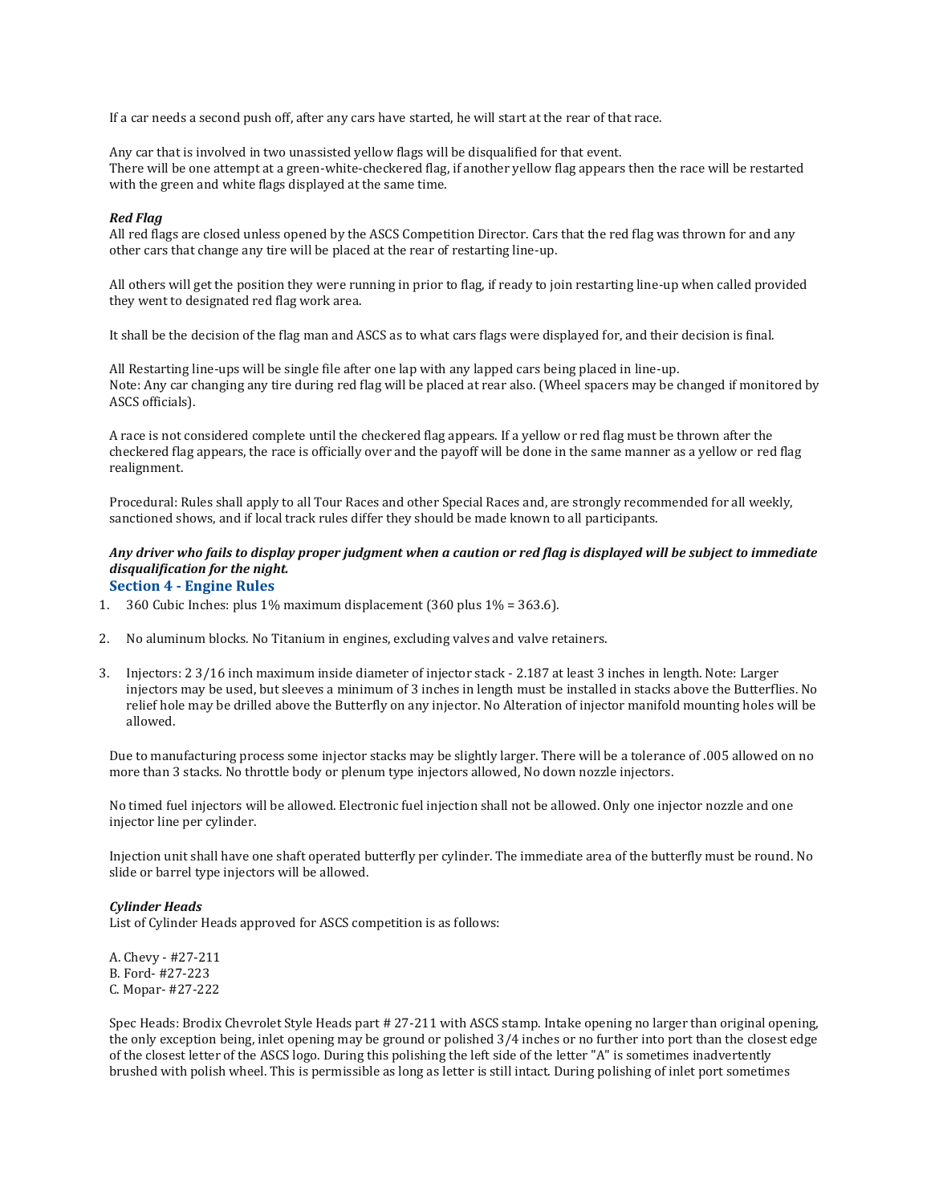If a car needs a second push off, after any cars have started, he will start at the rear of that race.

Any car that is involved in two unassisted yellow flags will be disqualified for that event.
There will be one attempt at a green-white-checkered flag, if another yellow flag appears then the race will be restarted with the green and white flags displayed at the same time.

***Red Flag***
All red flags are closed unless opened by the ASCS Competition Director. Cars that the red flag was thrown for and any other cars that change any tire will be placed at the rear of restarting line-up.

All others will get the position they were running in prior to flag, if ready to join restarting line-up when called provided they went to designated red flag work area.

It shall be the decision of the flag man and ASCS as to what cars flags were displayed for, and their decision is final.

All Restarting line-ups will be single file after one lap with any lapped cars being placed in line-up.
Note: Any car changing any tire during red flag will be placed at rear also. (Wheel spacers may be changed if monitored by ASCS officials).

A race is not considered complete until the checkered flag appears. If a yellow or red flag must be thrown after the checkered flag appears, the race is officially over and the payoff will be done in the same manner as a yellow or red flag realignment.

Procedural: Rules shall apply to all Tour Races and other Special Races and, are strongly recommended for all weekly, sanctioned shows, and if local track rules differ they should be made known to all participants.

***Any driver who fails to display proper judgment when a caution or red flag is displayed will be subject to immediate disqualification for the night.***

## Section 4 - Engine Rules

1. 360 Cubic Inches: plus 1% maximum displacement (360 plus 1% = 363.6).

2. No aluminum blocks. No Titanium in engines, excluding valves and valve retainers.

3. Injectors: 2 3/16 inch maximum inside diameter of injector stack - 2.187 at least 3 inches in length. Note: Larger injectors may be used, but sleeves a minimum of 3 inches in length must be installed in stacks above the Butterflies. No relief hole may be drilled above the Butterfly on any injector. No Alteration of injector manifold mounting holes will be allowed.

Due to manufacturing process some injector stacks may be slightly larger. There will be a tolerance of .005 allowed on no more than 3 stacks. No throttle body or plenum type injectors allowed, No down nozzle injectors.

No timed fuel injectors will be allowed. Electronic fuel injection shall not be allowed. Only one injector nozzle and one injector line per cylinder.

Injection unit shall have one shaft operated butterfly per cylinder. The immediate area of the butterfly must be round. No slide or barrel type injectors will be allowed.

***Cylinder Heads***
List of Cylinder Heads approved for ASCS competition is as follows:

A. Chevy - #27-211
B. Ford- #27-223
C. Mopar- #27-222

Spec Heads: Brodix Chevrolet Style Heads part # 27-211 with ASCS stamp. Intake opening no larger than original opening, the only exception being, inlet opening may be ground or polished 3/4 inches or no further into port than the closest edge of the closest letter of the ASCS logo. During this polishing the left side of the letter "A" is sometimes inadvertently brushed with polish wheel. This is permissible as long as letter is still intact. During polishing of inlet port sometimes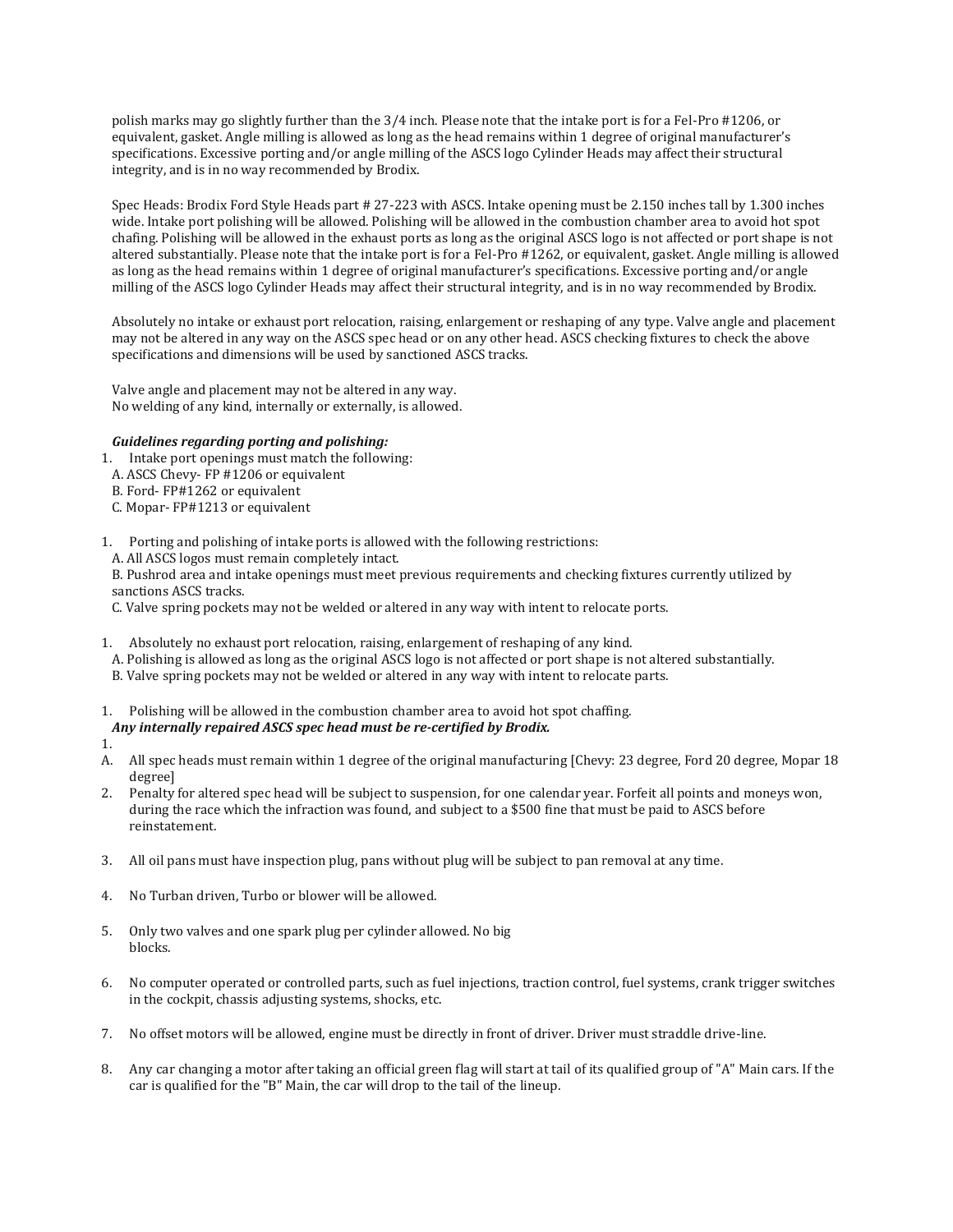polish marks may go slightly further than the 3/4 inch. Please note that the intake port is for a Fel-Pro #1206, or equivalent, gasket. Angle milling is allowed as long as the head remains within 1 degree of original manufacturer's specifications. Excessive porting and/or angle milling of the ASCS logo Cylinder Heads may affect their structural integrity, and is in no way recommended by Brodix.

Spec Heads: Brodix Ford Style Heads part # 27-223 with ASCS. Intake opening must be 2.150 inches tall by 1.300 inches wide. Intake port polishing will be allowed. Polishing will be allowed in the combustion chamber area to avoid hot spot chafing. Polishing will be allowed in the exhaust ports as long as the original ASCS logo is not affected or port shape is not altered substantially. Please note that the intake port is for a Fel-Pro #1262, or equivalent, gasket. Angle milling is allowed as long as the head remains within 1 degree of original manufacturer's specifications. Excessive porting and/or angle milling of the ASCS logo Cylinder Heads may affect their structural integrity, and is in no way recommended by Brodix.

Absolutely no intake or exhaust port relocation, raising, enlargement or reshaping of any type. Valve angle and placement may not be altered in any way on the ASCS spec head or on any other head. ASCS checking fixtures to check the above specifications and dimensions will be used by sanctioned ASCS tracks.

Valve angle and placement may not be altered in any way.
No welding of any kind, internally or externally, is allowed.

***Guidelines regarding porting and polishing:***

1. Intake port openings must match the following:
   A. ASCS Chevy- FP #1206 or equivalent
   B. Ford- FP#1262 or equivalent
   C. Mopar- FP#1213 or equivalent

1. Porting and polishing of intake ports is allowed with the following restrictions:
   A. All ASCS logos must remain completely intact.
   B. Pushrod area and intake openings must meet previous requirements and checking fixtures currently utilized by sanctions ASCS tracks.
   C. Valve spring pockets may not be welded or altered in any way with intent to relocate ports.

1. Absolutely no exhaust port relocation, raising, enlargement of reshaping of any kind.
   A. Polishing is allowed as long as the original ASCS logo is not affected or port shape is not altered substantially.
   B. Valve spring pockets may not be welded or altered in any way with intent to relocate parts.

1. Polishing will be allowed in the combustion chamber area to avoid hot spot chaffing.
   ***Any internally repaired ASCS spec head must be re-certified by Brodix.***

1.

A. All spec heads must remain within 1 degree of the original manufacturing [Chevy: 23 degree, Ford 20 degree, Mopar 18 degree]

2. Penalty for altered spec head will be subject to suspension, for one calendar year. Forfeit all points and moneys won, during the race which the infraction was found, and subject to a $500 fine that must be paid to ASCS before reinstatement.

3. All oil pans must have inspection plug, pans without plug will be subject to pan removal at any time.

4. No Turban driven, Turbo or blower will be allowed.

5. Only two valves and one spark plug per cylinder allowed. No big blocks.

6. No computer operated or controlled parts, such as fuel injections, traction control, fuel systems, crank trigger switches in the cockpit, chassis adjusting systems, shocks, etc.

7. No offset motors will be allowed, engine must be directly in front of driver. Driver must straddle drive-line.

8. Any car changing a motor after taking an official green flag will start at tail of its qualified group of "A" Main cars. If the car is qualified for the "B" Main, the car will drop to the tail of the lineup.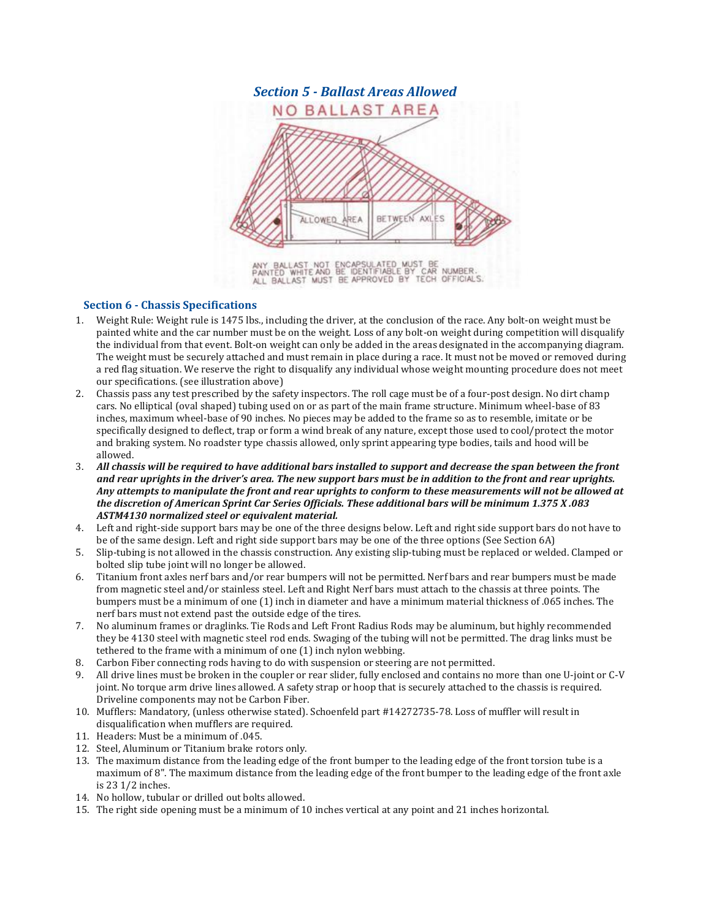## *Section 5 - Ballast Areas Allowed*

NO BALLAST AREA

ALLOWED AREA BETWEEN AXLES

ANY BALLAST NOT ENCAPSULATED MUST BE PAINTED WHITE AND BE IDENTIFIABLE BY CAR NUMBER. ALL BALLAST MUST BE APPROVED BY TECH OFFICIALS.

### Section 6 - Chassis Specifications

1. Weight Rule: Weight rule is 1475 lbs., including the driver, at the conclusion of the race. Any bolt-on weight must be painted white and the car number must be on the weight. Loss of any bolt-on weight during competition will disqualify the individual from that event. Bolt-on weight can only be added in the areas designated in the accompanying diagram. The weight must be securely attached and must remain in place during a race. It must not be moved or removed during a red flag situation. We reserve the right to disqualify any individual whose weight mounting procedure does not meet our specifications. (see illustration above)
2. Chassis pass any test prescribed by the safety inspectors. The roll cage must be of a four-post design. No dirt champ cars. No elliptical (oval shaped) tubing used on or as part of the main frame structure. Minimum wheel-base of 83 inches, maximum wheel-base of 90 inches. No pieces may be added to the frame so as to resemble, imitate or be specifically designed to deflect, trap or form a wind break of any nature, except those used to cool/protect the motor and braking system. No roadster type chassis allowed, only sprint appearing type bodies, tails and hood will be allowed.
3. ***All chassis will be required to have additional bars installed to support and decrease the span between the front and rear uprights in the driver's area. The new support bars must be in addition to the front and rear uprights. Any attempts to manipulate the front and rear uprights to conform to these measurements will not be allowed at the discretion of American Sprint Car Series Officials. These additional bars will be minimum 1.375 X .083 ASTM4130 normalized steel or equivalent material.***
4. Left and right-side support bars may be one of the three designs below. Left and right side support bars do not have to be of the same design. Left and right side support bars may be one of the three options (See Section 6A)
5. Slip-tubing is not allowed in the chassis construction. Any existing slip-tubing must be replaced or welded. Clamped or bolted slip tube joint will no longer be allowed.
6. Titanium front axles nerf bars and/or rear bumpers will not be permitted. Nerf bars and rear bumpers must be made from magnetic steel and/or stainless steel. Left and Right Nerf bars must attach to the chassis at three points. The bumpers must be a minimum of one (1) inch in diameter and have a minimum material thickness of .065 inches. The nerf bars must not extend past the outside edge of the tires.
7. No aluminum frames or draglinks. Tie Rods and Left Front Radius Rods may be aluminum, but highly recommended they be 4130 steel with magnetic steel rod ends. Swaging of the tubing will not be permitted. The drag links must be tethered to the frame with a minimum of one (1) inch nylon webbing.
8. Carbon Fiber connecting rods having to do with suspension or steering are not permitted.
9. All drive lines must be broken in the coupler or rear slider, fully enclosed and contains no more than one U-joint or C-V joint. No torque arm drive lines allowed. A safety strap or hoop that is securely attached to the chassis is required. Driveline components may not be Carbon Fiber.
10. Mufflers: Mandatory, (unless otherwise stated). Schoenfeld part #14272735-78. Loss of muffler will result in disqualification when mufflers are required.
11. Headers: Must be a minimum of .045.
12. Steel, Aluminum or Titanium brake rotors only.
13. The maximum distance from the leading edge of the front bumper to the leading edge of the front torsion tube is a maximum of 8". The maximum distance from the leading edge of the front bumper to the leading edge of the front axle is 23 1/2 inches.
14. No hollow, tubular or drilled out bolts allowed.
15. The right side opening must be a minimum of 10 inches vertical at any point and 21 inches horizontal.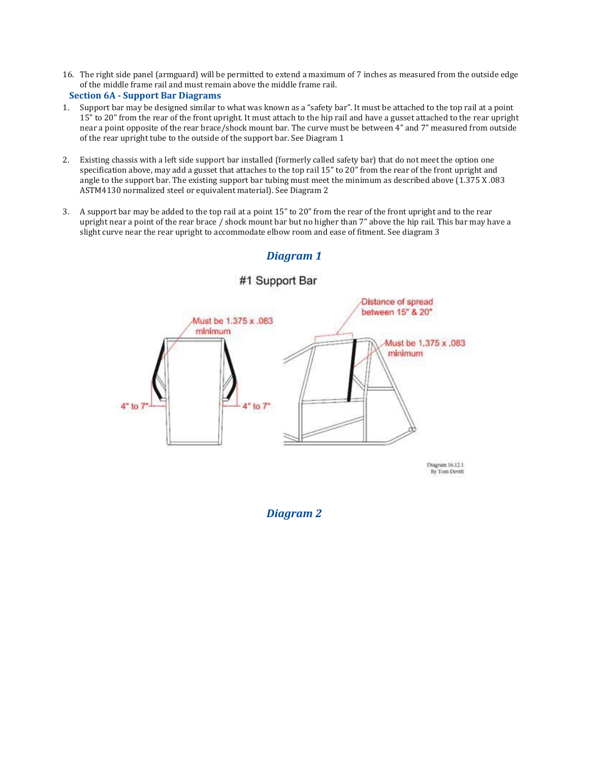16. The right side panel (armguard) will be permitted to extend a maximum of 7 inches as measured from the outside edge of the middle frame rail and must remain above the middle frame rail.

### Section 6A - Support Bar Diagrams

1. Support bar may be designed similar to what was known as a "safety bar". It must be attached to the top rail at a point 15" to 20" from the rear of the front upright. It must attach to the hip rail and have a gusset attached to the rear upright near a point opposite of the rear brace/shock mount bar. The curve must be between 4" and 7" measured from outside of the rear upright tube to the outside of the support bar. See Diagram 1

2. Existing chassis with a left side support bar installed (formerly called safety bar) that do not meet the option one specification above, may add a gusset that attaches to the top rail 15" to 20" from the rear of the front upright and angle to the support bar. The existing support bar tubing must meet the minimum as described above (1.375 X .083 ASTM4130 normalized steel or equivalent material). See Diagram 2

3. A support bar may be added to the top rail at a point 15" to 20" from the rear of the front upright and to the rear upright near a point of the rear brace / shock mount bar but no higher than 7" above the hip rail. This bar may have a slight curve near the rear upright to accommodate elbow room and ease of fitment. See diagram 3

## *Diagram 1*

#1 Support Bar

Must be 1.375 x .083 minimum

Distance of spread between 15" & 20"

Must be 1.375 x .083 minimum

4" to 7"

4" to 7"

Diagram 16.12.1
By Tom Devitt

## *Diagram 2*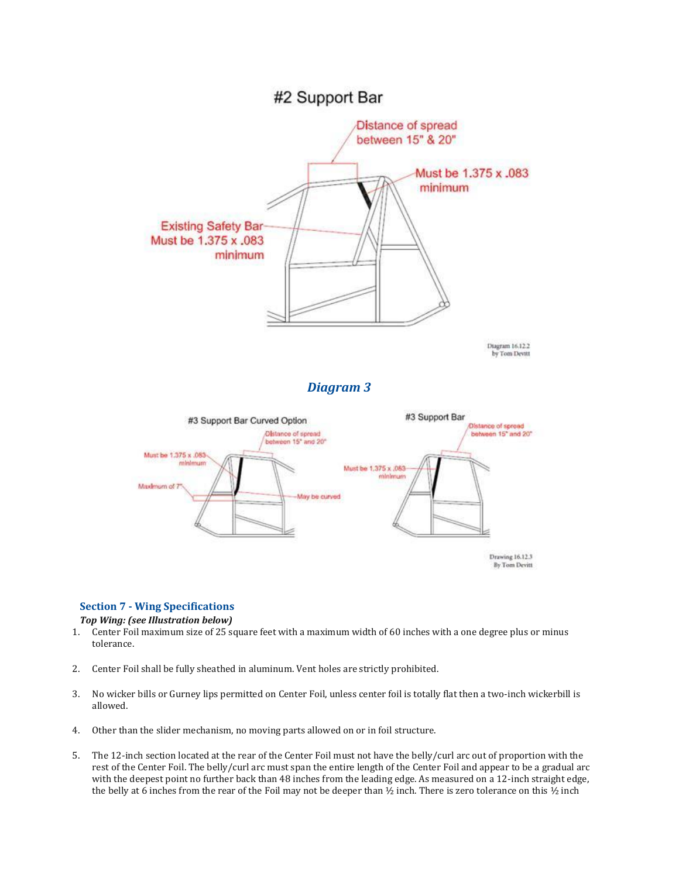## Diagram 3

## Section 7 - Wing Specifications

***Top Wing: (see Illustration below)***

1. Center Foil maximum size of 25 square feet with a maximum width of 60 inches with a one degree plus or minus tolerance.

2. Center Foil shall be fully sheathed in aluminum. Vent holes are strictly prohibited.

3. No wicker bills or Gurney lips permitted on Center Foil, unless center foil is totally flat then a two-inch wickerbill is allowed.

4. Other than the slider mechanism, no moving parts allowed on or in foil structure.

5. The 12-inch section located at the rear of the Center Foil must not have the belly/curl arc out of proportion with the rest of the Center Foil. The belly/curl arc must span the entire length of the Center Foil and appear to be a gradual arc with the deepest point no further back than 48 inches from the leading edge. As measured on a 12-inch straight edge, the belly at 6 inches from the rear of the Foil may not be deeper than ½ inch. There is zero tolerance on this ½ inch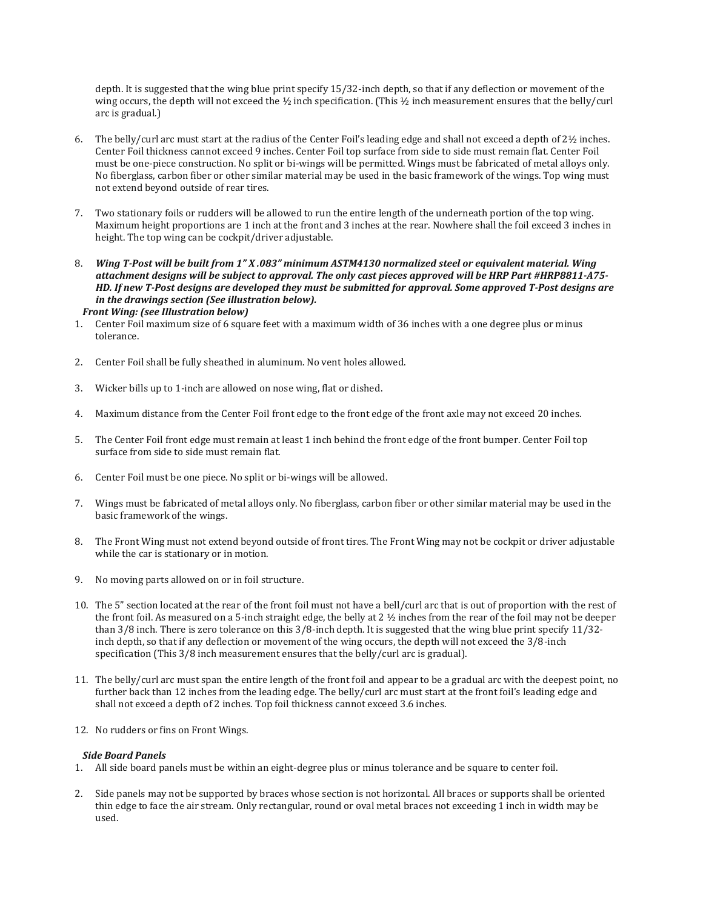depth. It is suggested that the wing blue print specify 15/32-inch depth, so that if any deflection or movement of the wing occurs, the depth will not exceed the ½ inch specification. (This ½ inch measurement ensures that the belly/curl arc is gradual.)

6. The belly/curl arc must start at the radius of the Center Foil's leading edge and shall not exceed a depth of 2½ inches. Center Foil thickness cannot exceed 9 inches. Center Foil top surface from side to side must remain flat. Center Foil must be one-piece construction. No split or bi-wings will be permitted. Wings must be fabricated of metal alloys only. No fiberglass, carbon fiber or other similar material may be used in the basic framework of the wings. Top wing must not extend beyond outside of rear tires.

7. Two stationary foils or rudders will be allowed to run the entire length of the underneath portion of the top wing. Maximum height proportions are 1 inch at the front and 3 inches at the rear. Nowhere shall the foil exceed 3 inches in height. The top wing can be cockpit/driver adjustable.

8. ***Wing T-Post will be built from 1" X .083" minimum ASTM4130 normalized steel or equivalent material. Wing attachment designs will be subject to approval. The only cast pieces approved will be HRP Part #HRP8811-A75-HD. If new T-Post designs are developed they must be submitted for approval. Some approved T-Post designs are in the drawings section (See illustration below).***

***Front Wing: (see Illustration below)***

1. Center Foil maximum size of 6 square feet with a maximum width of 36 inches with a one degree plus or minus tolerance.

2. Center Foil shall be fully sheathed in aluminum. No vent holes allowed.

3. Wicker bills up to 1-inch are allowed on nose wing, flat or dished.

4. Maximum distance from the Center Foil front edge to the front edge of the front axle may not exceed 20 inches.

5. The Center Foil front edge must remain at least 1 inch behind the front edge of the front bumper. Center Foil top surface from side to side must remain flat.

6. Center Foil must be one piece. No split or bi-wings will be allowed.

7. Wings must be fabricated of metal alloys only. No fiberglass, carbon fiber or other similar material may be used in the basic framework of the wings.

8. The Front Wing must not extend beyond outside of front tires. The Front Wing may not be cockpit or driver adjustable while the car is stationary or in motion.

9. No moving parts allowed on or in foil structure.

10. The 5" section located at the rear of the front foil must not have a bell/curl arc that is out of proportion with the rest of the front foil. As measured on a 5-inch straight edge, the belly at 2 ½ inches from the rear of the foil may not be deeper than 3/8 inch. There is zero tolerance on this 3/8-inch depth. It is suggested that the wing blue print specify 11/32-inch depth, so that if any deflection or movement of the wing occurs, the depth will not exceed the 3/8-inch specification (This 3/8 inch measurement ensures that the belly/curl arc is gradual).

11. The belly/curl arc must span the entire length of the front foil and appear to be a gradual arc with the deepest point, no further back than 12 inches from the leading edge. The belly/curl arc must start at the front foil's leading edge and shall not exceed a depth of 2 inches. Top foil thickness cannot exceed 3.6 inches.

12. No rudders or fins on Front Wings.

***Side Board Panels***

1. All side board panels must be within an eight-degree plus or minus tolerance and be square to center foil.

2. Side panels may not be supported by braces whose section is not horizontal. All braces or supports shall be oriented thin edge to face the air stream. Only rectangular, round or oval metal braces not exceeding 1 inch in width may be used.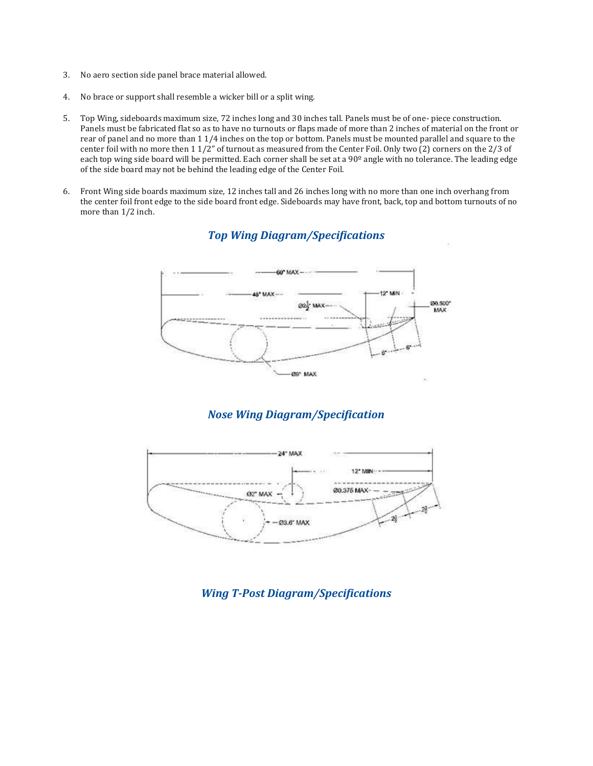3. No aero section side panel brace material allowed.

4. No brace or support shall resemble a wicker bill or a split wing.

5. Top Wing, sideboards maximum size, 72 inches long and 30 inches tall. Panels must be of one- piece construction. Panels must be fabricated flat so as to have no turnouts or flaps made of more than 2 inches of material on the front or rear of panel and no more than 1 1/4 inches on the top or bottom. Panels must be mounted parallel and square to the center foil with no more then 1 1/2" of turnout as measured from the Center Foil. Only two (2) corners on the 2/3 of each top wing side board will be permitted. Each corner shall be set at a 90º angle with no tolerance. The leading edge of the side board may not be behind the leading edge of the Center Foil.

6. Front Wing side boards maximum size, 12 inches tall and 26 inches long with no more than one inch overhang from the center foil front edge to the side board front edge. Sideboards may have front, back, top and bottom turnouts of no more than 1/2 inch.

## *Top Wing Diagram/Specifications*

60" MAX

48" MAX

12" MIN

Ø2½" MAX

Ø0.500" MAX

6"

6"

Ø9" MAX

## *Nose Wing Diagram/Specification*

24" MAX

12" MIN

Ø2" MAX

Ø0.375 MAX

2½

2½

Ø3.6" MAX

## *Wing T-Post Diagram/Specifications*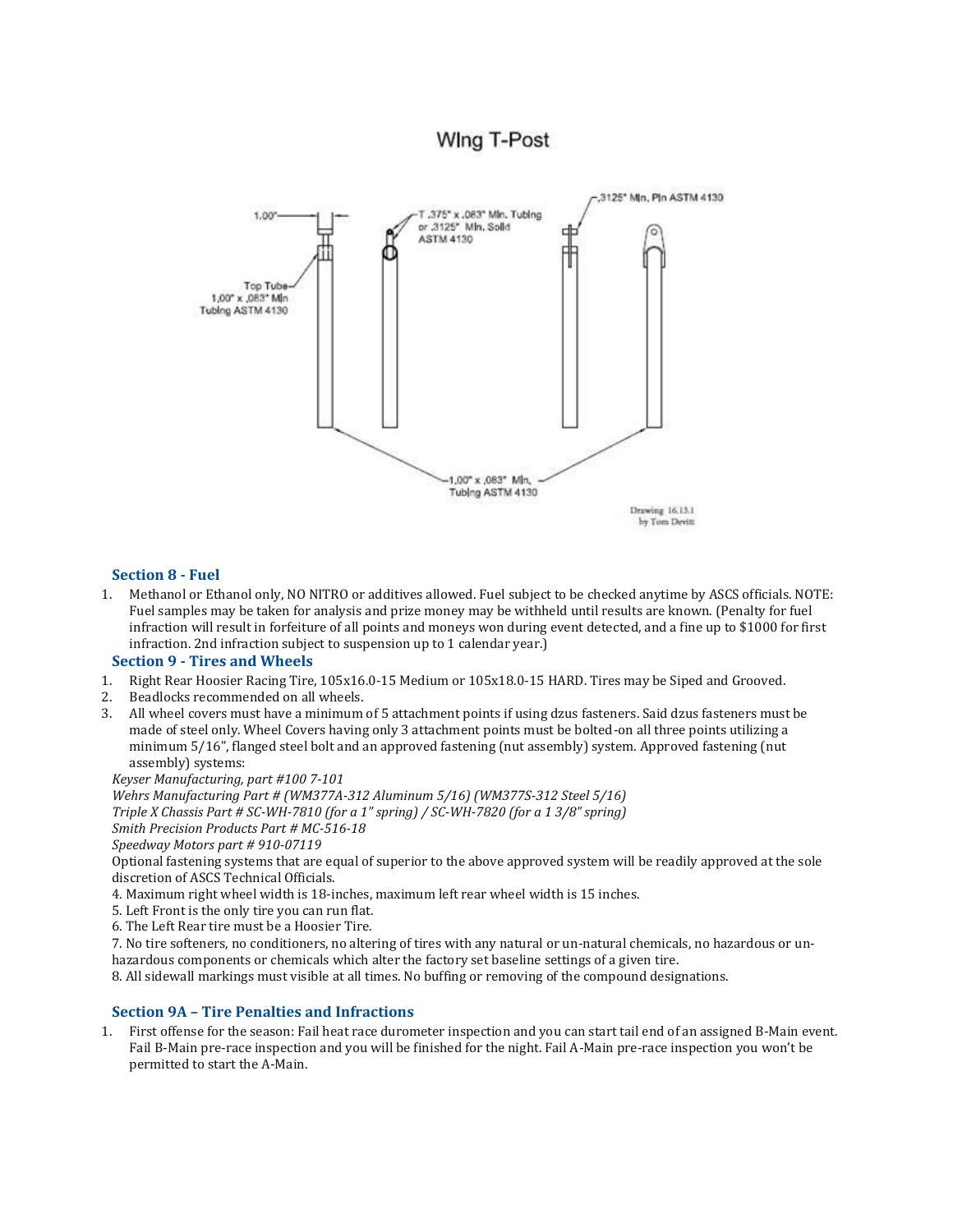WIng T-Post

1.00"

Top Tube 1.00" x .083" Min Tubing ASTM 4130

T .375" x .083" Min. Tubing or .3125" Min. Solid ASTM 4130

.3125" Min. Pin ASTM 4130

1.00" x .083" Min. Tubing ASTM 4130

Drawing 16.13.1 by Tom Devitt

### Section 8 - Fuel

1. Methanol or Ethanol only, NO NITRO or additives allowed. Fuel subject to be checked anytime by ASCS officials. NOTE: Fuel samples may be taken for analysis and prize money may be withheld until results are known. (Penalty for fuel infraction will result in forfeiture of all points and moneys won during event detected, and a fine up to $1000 for first infraction. 2nd infraction subject to suspension up to 1 calendar year.)

### Section 9 - Tires and Wheels

1. Right Rear Hoosier Racing Tire, 105x16.0-15 Medium or 105x18.0-15 HARD. Tires may be Siped and Grooved.
2. Beadlocks recommended on all wheels.
3. All wheel covers must have a minimum of 5 attachment points if using dzus fasteners. Said dzus fasteners must be made of steel only. Wheel Covers having only 3 attachment points must be bolted-on all three points utilizing a minimum 5/16", flanged steel bolt and an approved fastening (nut assembly) system. Approved fastening (nut assembly) systems:

*Keyser Manufacturing, part #100 7-101*
*Wehrs Manufacturing Part # (WM377A-312 Aluminum 5/16) (WM377S-312 Steel 5/16)*
*Triple X Chassis Part # SC-WH-7810 (for a 1" spring) / SC-WH-7820 (for a 1 3/8" spring)*
*Smith Precision Products Part # MC-516-18*
*Speedway Motors part # 910-07119*

Optional fastening systems that are equal of superior to the above approved system will be readily approved at the sole discretion of ASCS Technical Officials.

4. Maximum right wheel width is 18-inches, maximum left rear wheel width is 15 inches.
5. Left Front is the only tire you can run flat.
6. The Left Rear tire must be a Hoosier Tire.
7. No tire softeners, no conditioners, no altering of tires with any natural or un-natural chemicals, no hazardous or un-hazardous components or chemicals which alter the factory set baseline settings of a given tire.
8. All sidewall markings must visible at all times. No buffing or removing of the compound designations.

### Section 9A – Tire Penalties and Infractions

1. First offense for the season: Fail heat race durometer inspection and you can start tail end of an assigned B-Main event. Fail B-Main pre-race inspection and you will be finished for the night. Fail A-Main pre-race inspection you won't be permitted to start the A-Main.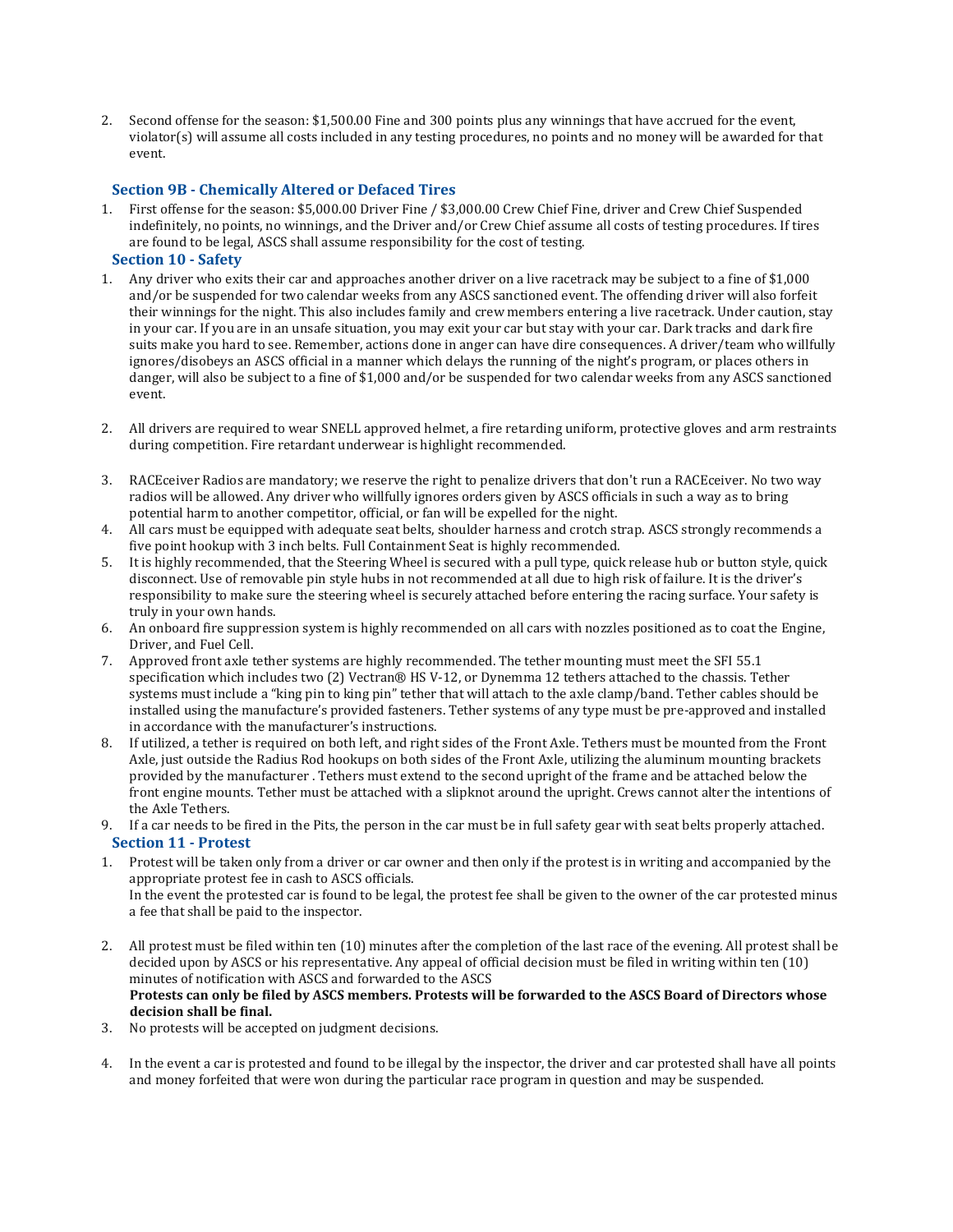2. Second offense for the season: $1,500.00 Fine and 300 points plus any winnings that have accrued for the event, violator(s) will assume all costs included in any testing procedures, no points and no money will be awarded for that event.

### Section 9B - Chemically Altered or Defaced Tires

1. First offense for the season: $5,000.00 Driver Fine / $3,000.00 Crew Chief Fine, driver and Crew Chief Suspended indefinitely, no points, no winnings, and the Driver and/or Crew Chief assume all costs of testing procedures. If tires are found to be legal, ASCS shall assume responsibility for the cost of testing.

### Section 10 - Safety

1. Any driver who exits their car and approaches another driver on a live racetrack may be subject to a fine of $1,000 and/or be suspended for two calendar weeks from any ASCS sanctioned event. The offending driver will also forfeit their winnings for the night. This also includes family and crew members entering a live racetrack. Under caution, stay in your car. If you are in an unsafe situation, you may exit your car but stay with your car. Dark tracks and dark fire suits make you hard to see. Remember, actions done in anger can have dire consequences. A driver/team who willfully ignores/disobeys an ASCS official in a manner which delays the running of the night's program, or places others in danger, will also be subject to a fine of $1,000 and/or be suspended for two calendar weeks from any ASCS sanctioned event.

2. All drivers are required to wear SNELL approved helmet, a fire retarding uniform, protective gloves and arm restraints during competition. Fire retardant underwear is highlight recommended.

3. RACEceiver Radios are mandatory; we reserve the right to penalize drivers that don't run a RACEceiver. No two way radios will be allowed. Any driver who willfully ignores orders given by ASCS officials in such a way as to bring potential harm to another competitor, official, or fan will be expelled for the night.
4. All cars must be equipped with adequate seat belts, shoulder harness and crotch strap. ASCS strongly recommends a five point hookup with 3 inch belts. Full Containment Seat is highly recommended.
5. It is highly recommended, that the Steering Wheel is secured with a pull type, quick release hub or button style, quick disconnect. Use of removable pin style hubs in not recommended at all due to high risk of failure. It is the driver's responsibility to make sure the steering wheel is securely attached before entering the racing surface. Your safety is truly in your own hands.
6. An onboard fire suppression system is highly recommended on all cars with nozzles positioned as to coat the Engine, Driver, and Fuel Cell.
7. Approved front axle tether systems are highly recommended. The tether mounting must meet the SFI 55.1 specification which includes two (2) Vectran® HS V-12, or Dynemma 12 tethers attached to the chassis. Tether systems must include a "king pin to king pin" tether that will attach to the axle clamp/band. Tether cables should be installed using the manufacture's provided fasteners. Tether systems of any type must be pre-approved and installed in accordance with the manufacturer's instructions.
8. If utilized, a tether is required on both left, and right sides of the Front Axle. Tethers must be mounted from the Front Axle, just outside the Radius Rod hookups on both sides of the Front Axle, utilizing the aluminum mounting brackets provided by the manufacturer . Tethers must extend to the second upright of the frame and be attached below the front engine mounts. Tether must be attached with a slipknot around the upright. Crews cannot alter the intentions of the Axle Tethers.
9. If a car needs to be fired in the Pits, the person in the car must be in full safety gear with seat belts properly attached.

### Section 11 - Protest

1. Protest will be taken only from a driver or car owner and then only if the protest is in writing and accompanied by the appropriate protest fee in cash to ASCS officials.
   In the event the protested car is found to be legal, the protest fee shall be given to the owner of the car protested minus a fee that shall be paid to the inspector.

2. All protest must be filed within ten (10) minutes after the completion of the last race of the evening. All protest shall be decided upon by ASCS or his representative. Any appeal of official decision must be filed in writing within ten (10) minutes of notification with ASCS and forwarded to the ASCS
   **Protests can only be filed by ASCS members. Protests will be forwarded to the ASCS Board of Directors whose decision shall be final.**
3. No protests will be accepted on judgment decisions.

4. In the event a car is protested and found to be illegal by the inspector, the driver and car protested shall have all points and money forfeited that were won during the particular race program in question and may be suspended.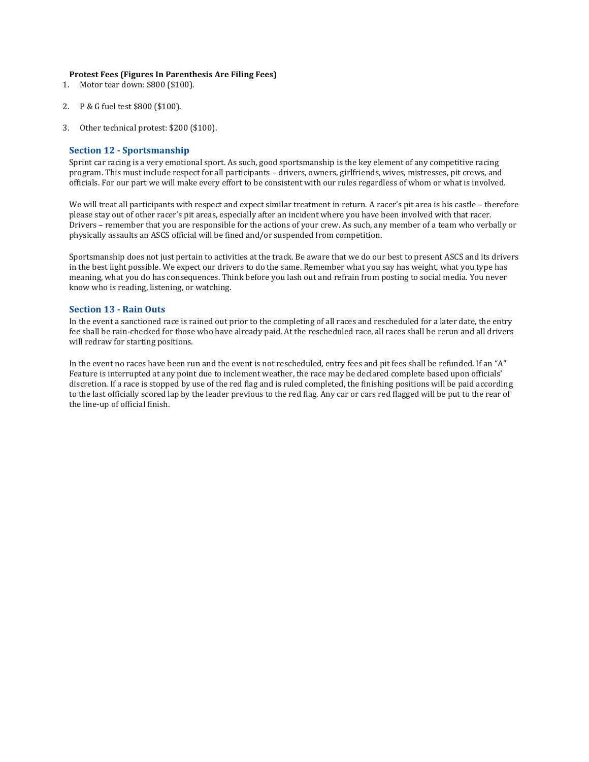**Protest Fees (Figures In Parenthesis Are Filing Fees)**

1. Motor tear down: $800 ($100).

2. P & G fuel test $800 ($100).

3. Other technical protest: $200 ($100).

## Section 12 - Sportsmanship

Sprint car racing is a very emotional sport. As such, good sportsmanship is the key element of any competitive racing program. This must include respect for all participants – drivers, owners, girlfriends, wives, mistresses, pit crews, and officials. For our part we will make every effort to be consistent with our rules regardless of whom or what is involved.

We will treat all participants with respect and expect similar treatment in return. A racer's pit area is his castle – therefore please stay out of other racer's pit areas, especially after an incident where you have been involved with that racer. Drivers – remember that you are responsible for the actions of your crew. As such, any member of a team who verbally or physically assaults an ASCS official will be fined and/or suspended from competition.

Sportsmanship does not just pertain to activities at the track. Be aware that we do our best to present ASCS and its drivers in the best light possible. We expect our drivers to do the same. Remember what you say has weight, what you type has meaning, what you do has consequences. Think before you lash out and refrain from posting to social media. You never know who is reading, listening, or watching.

## Section 13 - Rain Outs

In the event a sanctioned race is rained out prior to the completing of all races and rescheduled for a later date, the entry fee shall be rain-checked for those who have already paid. At the rescheduled race, all races shall be rerun and all drivers will redraw for starting positions.

In the event no races have been run and the event is not rescheduled, entry fees and pit fees shall be refunded. If an "A" Feature is interrupted at any point due to inclement weather, the race may be declared complete based upon officials' discretion. If a race is stopped by use of the red flag and is ruled completed, the finishing positions will be paid according to the last officially scored lap by the leader previous to the red flag. Any car or cars red flagged will be put to the rear of the line-up of official finish.